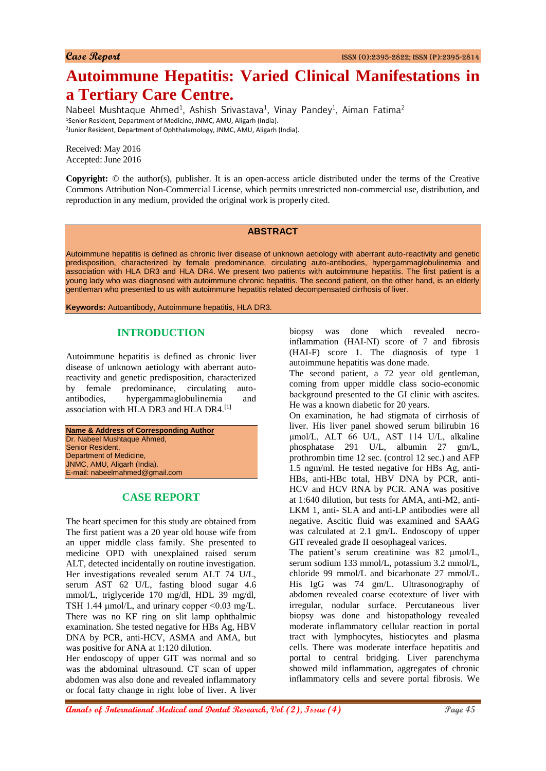**Case Report**

ISSN (O):2395-2822; ISSN (P):2395-2814

# Autoimmune Hepatitis: Varied Clinical Manifestations in a Tertiary Care Centre.

Nabeel Mushtaque Ahmed[1], Ashish Srivastava[1], Vinay Pandey[1], Aiman Fatima[2]

[1]Senior Resident, Department of Medicine, JNMC, AMU, Aligarh (India).
[2]Junior Resident, Department of Ophthalamology, JNMC, AMU, Aligarh (India).

Received: May 2016
Accepted: June 2016

**Copyright:** © the author(s), publisher. It is an open-access article distributed under the terms of the Creative Commons Attribution Non-Commercial License, which permits unrestricted non-commercial use, distribution, and reproduction in any medium, provided the original work is properly cited.

## ABSTRACT

Autoimmune hepatitis is defined as chronic liver disease of unknown aetiology with aberrant auto-reactivity and genetic predisposition, characterized by female predominance, circulating auto-antibodies, hypergammaglobulinemia and association with HLA DR3 and HLA DR4. We present two patients with autoimmune hepatitis. The first patient is a young lady who was diagnosed with autoimmune chronic hepatitis. The second patient, on the other hand, is an elderly gentleman who presented to us with autoimmune hepatitis related decompensated cirrhosis of liver.

**Keywords:** Autoantibody, Autoimmune hepatitis, HLA DR3.

## INTRODUCTION

Autoimmune hepatitis is defined as chronic liver disease of unknown aetiology with aberrant auto-reactivity and genetic predisposition, characterized by female predominance, circulating auto-antibodies, hypergammaglobulinemia and association with HLA DR3 and HLA DR4.[1]

**Name & Address of Corresponding Author**
Dr. Nabeel Mushtaque Ahmed,
Senior Resident,
Department of Medicine,
JNMC, AMU, Aligarh (India).
E-mail: nabeelmahmed@gmail.com

## CASE REPORT

The heart specimen for this study are obtained from The first patient was a 20 year old house wife from an upper middle class family. She presented to medicine OPD with unexplained raised serum ALT, detected incidentally on routine investigation. Her investigations revealed serum ALT 74 U/L, serum AST 62 U/L, fasting blood sugar 4.6 mmol/L, triglyceride 170 mg/dl, HDL 39 mg/dl, TSH 1.44 μmol/L, and urinary copper <0.03 mg/L. There was no KF ring on slit lamp ophthalmic examination. She tested negative for HBs Ag, HBV DNA by PCR, anti-HCV, ASMA and AMA, but was positive for ANA at 1:120 dilution.

Her endoscopy of upper GIT was normal and so was the abdominal ultrasound. CT scan of upper abdomen was also done and revealed inflammatory or focal fatty change in right lobe of liver. A liver biopsy was done which revealed necro-inflammation (HAI-NI) score of 7 and fibrosis (HAI-F) score 1. The diagnosis of type 1 autoimmune hepatitis was done made.

The second patient, a 72 year old gentleman, coming from upper middle class socio-economic background presented to the GI clinic with ascites. He was a known diabetic for 20 years.

On examination, he had stigmata of cirrhosis of liver. His liver panel showed serum bilirubin 16 μmol/L, ALT 66 U/L, AST 114 U/L, alkaline phosphatase 291 U/L, albumin 27 gm/L, prothrombin time 12 sec. (control 12 sec.) and AFP 1.5 ngm/ml. He tested negative for HBs Ag, anti-HBs, anti-HBc total, HBV DNA by PCR, anti-HCV and HCV RNA by PCR. ANA was positive at 1:640 dilution, but tests for AMA, anti-M2, anti-LKM 1, anti- SLA and anti-LP antibodies were all negative. Ascitic fluid was examined and SAAG was calculated at 2.1 gm/L. Endoscopy of upper GIT revealed grade II oesophageal varices.

The patient's serum creatinine was 82 μmol/L, serum sodium 133 mmol/L, potassium 3.2 mmol/L, chloride 99 mmol/L and bicarbonate 27 mmol/L. His IgG was 74 gm/L. Ultrasonography of abdomen revealed coarse ecotexture of liver with irregular, nodular surface. Percutaneous liver biopsy was done and histopathology revealed moderate inflammatory cellular reaction in portal tract with lymphocytes, histiocytes and plasma cells. There was moderate interface hepatitis and portal to central bridging. Liver parenchyma showed mild inflammation, aggregates of chronic inflammatory cells and severe portal fibrosis. We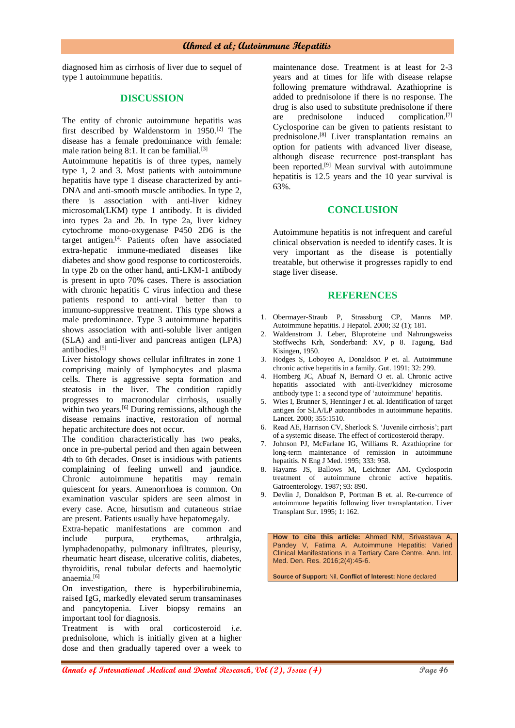diagnosed him as cirrhosis of liver due to sequel of type 1 autoimmune hepatitis.

## DISCUSSION

The entity of chronic autoimmune hepatitis was first described by Waldenstorm in 1950.[2] The disease has a female predominance with female: male ration being 8:1. It can be familial.[3]

Autoimmune hepatitis is of three types, namely type 1, 2 and 3. Most patients with autoimmune hepatitis have type 1 disease characterized by anti-DNA and anti-smooth muscle antibodies. In type 2, there is association with anti-liver kidney microsomal(LKM) type 1 antibody. It is divided into types 2a and 2b. In type 2a, liver kidney cytochrome mono-oxygenase P450 2D6 is the target antigen.[4] Patients often have associated extra-hepatic immune-mediated diseases like diabetes and show good response to corticosteroids. In type 2b on the other hand, anti-LKM-1 antibody is present in upto 70% cases. There is association with chronic hepatitis C virus infection and these patients respond to anti-viral better than to immuno-suppressive treatment. This type shows a male predominance. Type 3 autoimmune hepatitis shows association with anti-soluble liver antigen (SLA) and anti-liver and pancreas antigen (LPA) antibodies.[5]

Liver histology shows cellular infiltrates in zone 1 comprising mainly of lymphocytes and plasma cells. There is aggressive septa formation and steatosis in the liver. The condition rapidly progresses to macronodular cirrhosis, usually within two years.[6] During remissions, although the disease remains inactive, restoration of normal hepatic architecture does not occur.

The condition characteristically has two peaks, once in pre-pubertal period and then again between 4th to 6th decades. Onset is insidious with patients complaining of feeling unwell and jaundice. Chronic autoimmune hepatitis may remain quiescent for years. Amenorrhoea is common. On examination vascular spiders are seen almost in every case. Acne, hirsutism and cutaneous striae are present. Patients usually have hepatomegaly.

Extra-hepatic manifestations are common and include purpura, erythemas, arthralgia, lymphadenopathy, pulmonary infiltrates, pleurisy, rheumatic heart disease, ulcerative colitis, diabetes, thyroiditis, renal tubular defects and haemolytic anaemia.[6]

On investigation, there is hyperbilirubinemia, raised IgG, markedly elevated serum transaminases and pancytopenia. Liver biopsy remains an important tool for diagnosis.

Treatment is with oral corticosteroid *i.e*. prednisolone, which is initially given at a higher dose and then gradually tapered over a week to maintenance dose. Treatment is at least for 2-3 years and at times for life with disease relapse following premature withdrawal. Azathioprine is added to prednisolone if there is no response. The drug is also used to substitute prednisolone if there are prednisolone induced complication.[7] Cyclosporine can be given to patients resistant to prednisolone.[8] Liver transplantation remains an option for patients with advanced liver disease, although disease recurrence post-transplant has been reported.[9] Mean survival with autoimmune hepatitis is 12.5 years and the 10 year survival is 63%.

## CONCLUSION

Autoimmune hepatitis is not infrequent and careful clinical observation is needed to identify cases. It is very important as the disease is potentially treatable, but otherwise it progresses rapidly to end stage liver disease.

## REFERENCES

1. Obermayer-Straub P, Strassburg CP, Manns MP. Autoimmune hepatitis. J Hepatol. 2000; 32 (1); 181.
2. Waldenstrom J. Leber, Bluproteine und Nahrungsweiss Stoffwechs Krh, Sonderband: XV, p 8. Tagung, Bad Kisingen, 1950.
3. Hodges S, Loboyeo A, Donaldson P et. al. Autoimmune chronic active hepatitis in a family. Gut. 1991; 32: 299.
4. Homberg JC, Abuaf N, Bernard O et. al. Chronic active hepatitis associated with anti-liver/kidney microsome antibody type 1: a second type of 'autoimmune' hepatitis.
5. Wies I, Brunner S, Henninger J et. al. Identification of target antigen for SLA/LP autoantibodes in autoimmune hepatitis. Lancet. 2000; 355:1510.
6. Read AE, Harrison CV, Sherlock S. 'Juvenile cirrhosis'; part of a systemic disease. The effect of corticosteroid therapy.
7. Johnson PJ, McFarlane IG, Williams R. Azathioprine for long-term maintenance of remission in autoimmune hepatitis. N Eng J Med. 1995; 333: 958.
8. Hayams JS, Ballows M, Leichtner AM. Cyclosporin treatment of autoimmune chronic active hepatitis. Gatroenterology. 1987; 93: 890.
9. Devlin J, Donaldson P, Portman B et. al. Re-currence of autoimmune hepatitis following liver transplantation. Liver Transplant Sur. 1995; 1: 162.

**How to cite this article:** Ahmed NM, Srivastava A, Pandey V, Fatima A. Autoimmune Hepatitis: Varied Clinical Manifestations in a Tertiary Care Centre. Ann. Int. Med. Den. Res. 2016;2(4):45-6.

**Source of Support:** Nil, **Conflict of Interest:** None declared